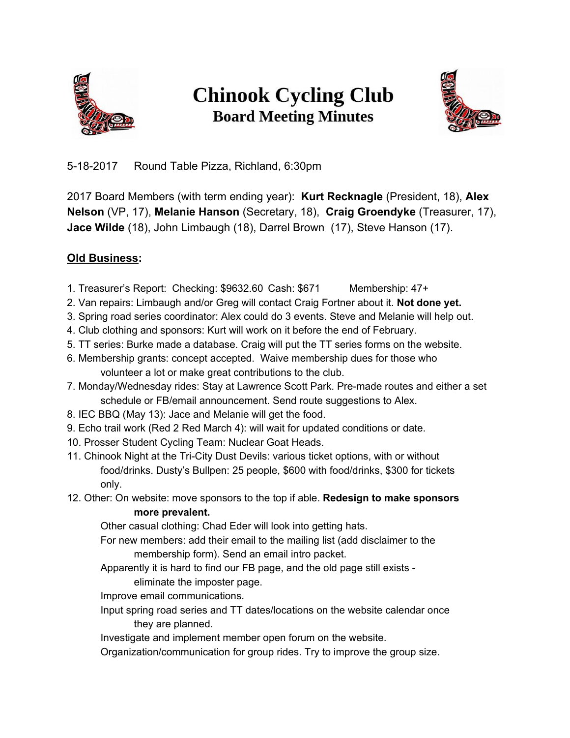# Chinook Cycling Club

## Board Meeting Minutes

5-18-2017 Round Table Pizza, Richland, 6:30pm

2017 Board Members (with term ending year): **Kurt Recknagle** (President, 18), **Alex Nelson** (VP, 17), **Melanie Hanson** (Secretary, 18), **Craig Groendyke** (Treasurer, 17), **Jace Wilde** (18), John Limbaugh (18), Darrel Brown (17), Steve Hanson (17).

### Old Business:

1. Treasurer's Report: Checking: $9632.60 Cash: $671 Membership: 47+
2. Van repairs: Limbaugh and/or Greg will contact Craig Fortner about it. **Not done yet.**
3. Spring road series coordinator: Alex could do 3 events. Steve and Melanie will help out.
4. Club clothing and sponsors: Kurt will work on it before the end of February.
5. TT series: Burke made a database. Craig will put the TT series forms on the website.
6. Membership grants: concept accepted. Waive membership dues for those who volunteer a lot or make great contributions to the club.
7. Monday/Wednesday rides: Stay at Lawrence Scott Park. Pre-made routes and either a set schedule or FB/email announcement. Send route suggestions to Alex.
8. IEC BBQ (May 13): Jace and Melanie will get the food.
9. Echo trail work (Red 2 Red March 4): will wait for updated conditions or date.
10. Prosser Student Cycling Team: Nuclear Goat Heads.
11. Chinook Night at the Tri-City Dust Devils: various ticket options, with or without food/drinks. Dusty's Bullpen: 25 people, $600 with food/drinks, $300 for tickets only.
12. Other: On website: move sponsors to the top if able. **Redesign to make sponsors more prevalent.**
    - Other casual clothing: Chad Eder will look into getting hats.
    - For new members: add their email to the mailing list (add disclaimer to the membership form). Send an email intro packet.
    - Apparently it is hard to find our FB page, and the old page still exists - eliminate the imposter page.
    - Improve email communications.
    - Input spring road series and TT dates/locations on the website calendar once they are planned.
    - Investigate and implement member open forum on the website.
    - Organization/communication for group rides. Try to improve the group size.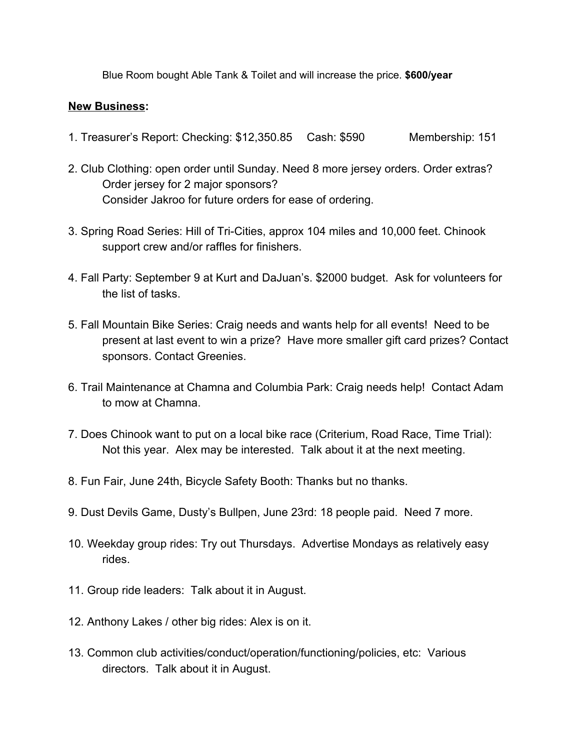Blue Room bought Able Tank & Toilet and will increase the price. **$600/year**

**New Business:**

1. Treasurer's Report: Checking: $12,350.85 Cash: $590 Membership: 151

2. Club Clothing: open order until Sunday. Need 8 more jersey orders. Order extras? Order jersey for 2 major sponsors? Consider Jakroo for future orders for ease of ordering.

3. Spring Road Series: Hill of Tri-Cities, approx 104 miles and 10,000 feet. Chinook support crew and/or raffles for finishers.

4. Fall Party: September 9 at Kurt and DaJuan's. $2000 budget. Ask for volunteers for the list of tasks.

5. Fall Mountain Bike Series: Craig needs and wants help for all events! Need to be present at last event to win a prize? Have more smaller gift card prizes? Contact sponsors. Contact Greenies.

6. Trail Maintenance at Chamna and Columbia Park: Craig needs help! Contact Adam to mow at Chamna.

7. Does Chinook want to put on a local bike race (Criterium, Road Race, Time Trial): Not this year. Alex may be interested. Talk about it at the next meeting.

8. Fun Fair, June 24th, Bicycle Safety Booth: Thanks but no thanks.

9. Dust Devils Game, Dusty's Bullpen, June 23rd: 18 people paid. Need 7 more.

10. Weekday group rides: Try out Thursdays. Advertise Mondays as relatively easy rides.

11. Group ride leaders: Talk about it in August.

12. Anthony Lakes / other big rides: Alex is on it.

13. Common club activities/conduct/operation/functioning/policies, etc: Various directors. Talk about it in August.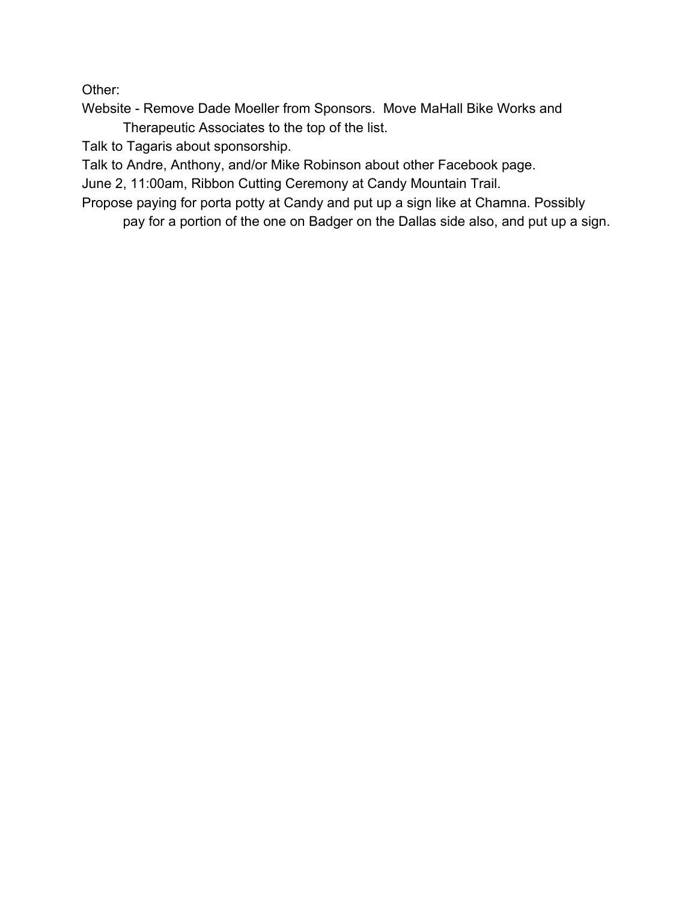Other:

Website - Remove Dade Moeller from Sponsors.  Move MaHall Bike Works and Therapeutic Associates to the top of the list.

Talk to Tagaris about sponsorship.

Talk to Andre, Anthony, and/or Mike Robinson about other Facebook page.

June 2, 11:00am, Ribbon Cutting Ceremony at Candy Mountain Trail.

Propose paying for porta potty at Candy and put up a sign like at Chamna. Possibly pay for a portion of the one on Badger on the Dallas side also, and put up a sign.